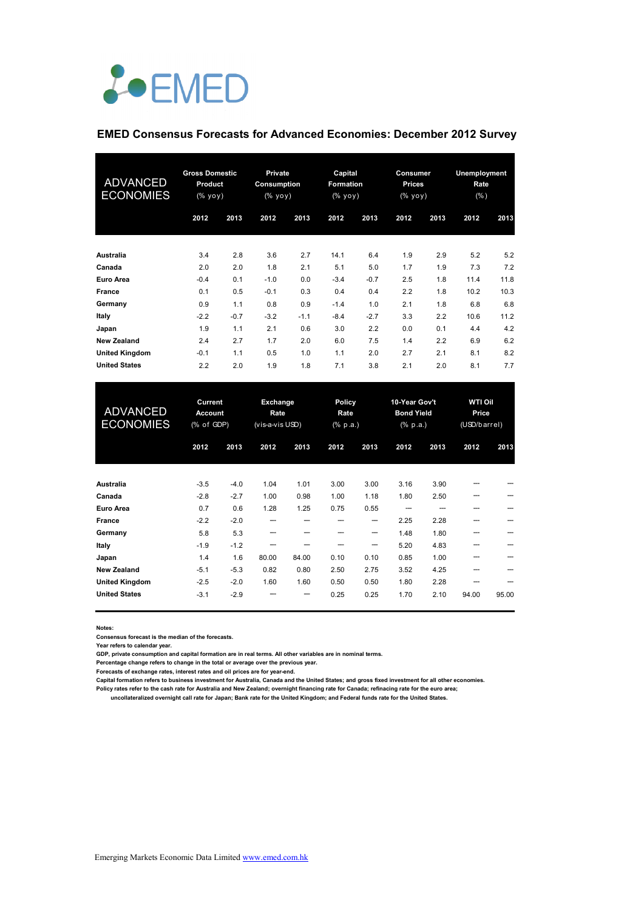EMED

## EMED Consensus Forecasts for Advanced Economies: December 2012 Survey

| ADVANCED ECONOMIES | Gross Domestic Product (% yoy) | | Private Consumption (% yoy) | | Capital Formation (% yoy) | | Consumer Prices (% yoy) | | Unemployment Rate (%) | |
|---|---|---|---|---|---|---|---|---|---|---|
| | 2012 | 2013 | 2012 | 2013 | 2012 | 2013 | 2012 | 2013 | 2012 | 2013 |
| Australia | 3.4 | 2.8 | 3.6 | 2.7 | 14.1 | 6.4 | 1.9 | 2.9 | 5.2 | 5.2 |
| Canada | 2.0 | 2.0 | 1.8 | 2.1 | 5.1 | 5.0 | 1.7 | 1.9 | 7.3 | 7.2 |
| Euro Area | -0.4 | 0.1 | -1.0 | 0.0 | -3.4 | -0.7 | 2.5 | 1.8 | 11.4 | 11.8 |
| France | 0.1 | 0.5 | -0.1 | 0.3 | 0.4 | 0.4 | 2.2 | 1.8 | 10.2 | 10.3 |
| Germany | 0.9 | 1.1 | 0.8 | 0.9 | -1.4 | 1.0 | 2.1 | 1.8 | 6.8 | 6.8 |
| Italy | -2.2 | -0.7 | -3.2 | -1.1 | -8.4 | -2.7 | 3.3 | 2.2 | 10.6 | 11.2 |
| Japan | 1.9 | 1.1 | 2.1 | 0.6 | 3.0 | 2.2 | 0.0 | 0.1 | 4.4 | 4.2 |
| New Zealand | 2.4 | 2.7 | 1.7 | 2.0 | 6.0 | 7.5 | 1.4 | 2.2 | 6.9 | 6.2 |
| United Kingdom | -0.1 | 1.1 | 0.5 | 1.0 | 1.1 | 2.0 | 2.7 | 2.1 | 8.1 | 8.2 |
| United States | 2.2 | 2.0 | 1.9 | 1.8 | 7.1 | 3.8 | 2.1 | 2.0 | 8.1 | 7.7 |

| ADVANCED ECONOMIES | Current Account (% of GDP) | | Exchange Rate (vis-a-vis USD) | | Policy Rate (% p.a.) | | 10-Year Gov't Bond Yield (% p.a.) | | WTI Oil Price (USD/barrel) | |
|---|---|---|---|---|---|---|---|---|---|---|
| | 2012 | 2013 | 2012 | 2013 | 2012 | 2013 | 2012 | 2013 | 2012 | 2013 |
| Australia | -3.5 | -4.0 | 1.04 | 1.01 | 3.00 | 3.00 | 3.16 | 3.90 | --- | --- |
| Canada | -2.8 | -2.7 | 1.00 | 0.98 | 1.00 | 1.18 | 1.80 | 2.50 | --- | --- |
| Euro Area | 0.7 | 0.6 | 1.28 | 1.25 | 0.75 | 0.55 | --- | --- | --- | --- |
| France | -2.2 | -2.0 | --- | --- | --- | --- | 2.25 | 2.28 | --- | --- |
| Germany | 5.8 | 5.3 | --- | --- | --- | --- | 1.48 | 1.80 | --- | --- |
| Italy | -1.9 | -1.2 | --- | --- | --- | --- | 5.20 | 4.83 | --- | --- |
| Japan | 1.4 | 1.6 | 80.00 | 84.00 | 0.10 | 0.10 | 0.85 | 1.00 | --- | --- |
| New Zealand | -5.1 | -5.3 | 0.82 | 0.80 | 2.50 | 2.75 | 3.52 | 4.25 | --- | --- |
| United Kingdom | -2.5 | -2.0 | 1.60 | 1.60 | 0.50 | 0.50 | 1.80 | 2.28 | --- | --- |
| United States | -3.1 | -2.9 | --- | --- | 0.25 | 0.25 | 1.70 | 2.10 | 94.00 | 95.00 |

**Notes:**

**Consensus forecast is the median of the forecasts.**

**Year refers to calendar year.**

**GDP, private consumption and capital formation are in real terms. All other variables are in nominal terms.**

**Percentage change refers to change in the total or average over the previous year.**

**Forecasts of exchange rates, interest rates and oil prices are for year-end.**

**Capital formation refers to business investment for Australia, Canada and the United States; and gross fixed investment for all other economies.**

**Policy rates refer to the cash rate for Australia and New Zealand; overnight financing rate for Canada; refinacing rate for the euro area; uncollateralized overnight call rate for Japan; Bank rate for the United Kingdom; and Federal funds rate for the United States.**

Emerging Markets Economic Data Limited www.emed.com.hk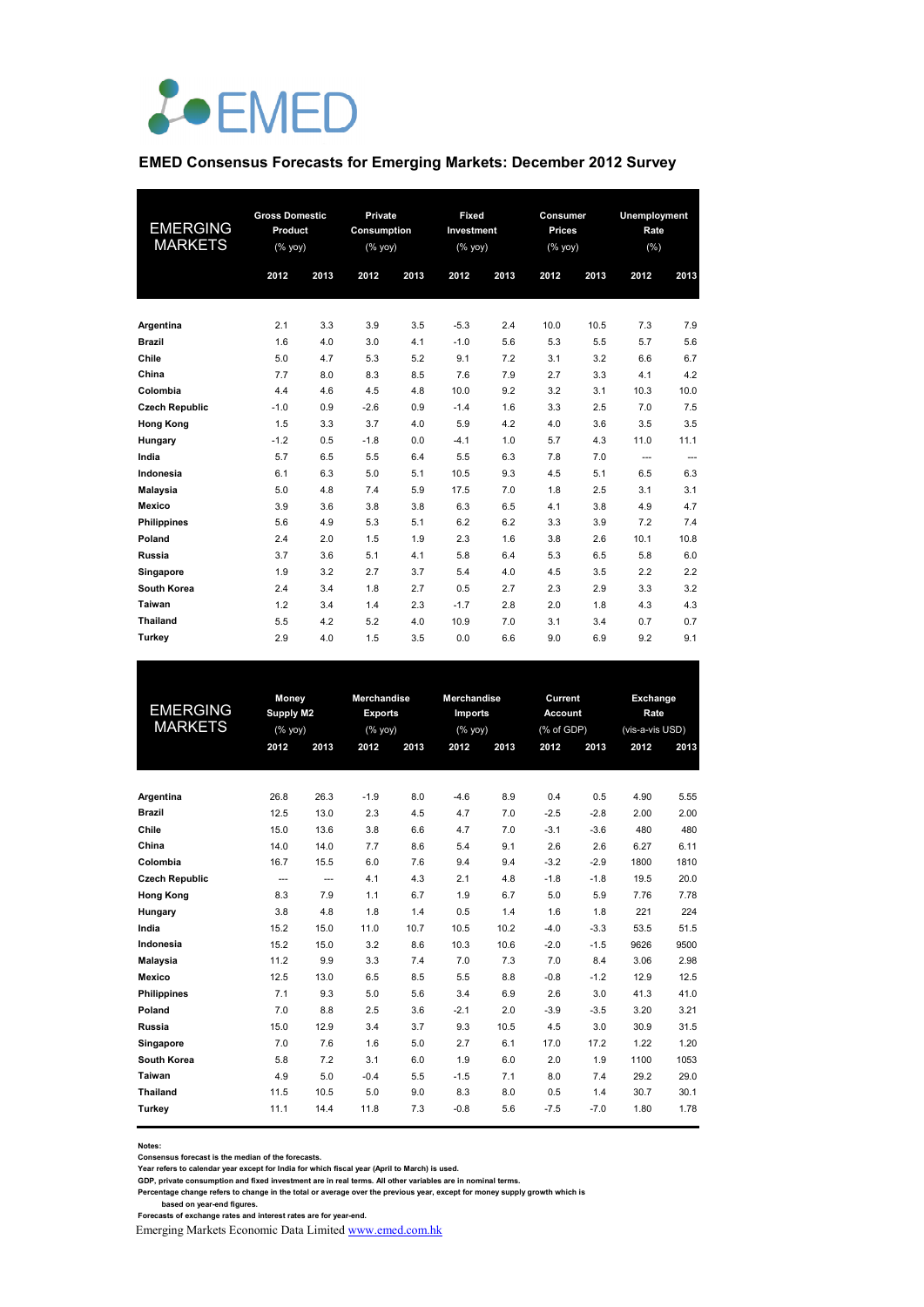# EMED Consensus Forecasts for Emerging Markets: December 2012 Survey

| EMERGING MARKETS | Gross Domestic Product (% yoy) | | Private Consumption (% yoy) | | Fixed Investment (% yoy) | | Consumer Prices (% yoy) | | Unemployment Rate (%) | |
|---|---|---|---|---|---|---|---|---|---|---|
| | 2012 | 2013 | 2012 | 2013 | 2012 | 2013 | 2012 | 2013 | 2012 | 2013 |
| **Argentina** | 2.1 | 3.3 | 3.9 | 3.5 | -5.3 | 2.4 | 10.0 | 10.5 | 7.3 | 7.9 |
| **Brazil** | 1.6 | 4.0 | 3.0 | 4.1 | -1.0 | 5.6 | 5.3 | 5.5 | 5.7 | 5.6 |
| **Chile** | 5.0 | 4.7 | 5.3 | 5.2 | 9.1 | 7.2 | 3.1 | 3.2 | 6.6 | 6.7 |
| **China** | 7.7 | 8.0 | 8.3 | 8.5 | 7.6 | 7.9 | 2.7 | 3.3 | 4.1 | 4.2 |
| **Colombia** | 4.4 | 4.6 | 4.5 | 4.8 | 10.0 | 9.2 | 3.2 | 3.1 | 10.3 | 10.0 |
| **Czech Republic** | -1.0 | 0.9 | -2.6 | 0.9 | -1.4 | 1.6 | 3.3 | 2.5 | 7.0 | 7.5 |
| **Hong Kong** | 1.5 | 3.3 | 3.7 | 4.0 | 5.9 | 4.2 | 4.0 | 3.6 | 3.5 | 3.5 |
| **Hungary** | -1.2 | 0.5 | -1.8 | 0.0 | -4.1 | 1.0 | 5.7 | 4.3 | 11.0 | 11.1 |
| **India** | 5.7 | 6.5 | 5.5 | 6.4 | 5.5 | 6.3 | 7.8 | 7.0 | --- | --- |
| **Indonesia** | 6.1 | 6.3 | 5.0 | 5.1 | 10.5 | 9.3 | 4.5 | 5.1 | 6.5 | 6.3 |
| **Malaysia** | 5.0 | 4.8 | 7.4 | 5.9 | 17.5 | 7.0 | 1.8 | 2.5 | 3.1 | 3.1 |
| **Mexico** | 3.9 | 3.6 | 3.8 | 3.8 | 6.3 | 6.5 | 4.1 | 3.8 | 4.9 | 4.7 |
| **Philippines** | 5.6 | 4.9 | 5.3 | 5.1 | 6.2 | 6.2 | 3.3 | 3.9 | 7.2 | 7.4 |
| **Poland** | 2.4 | 2.0 | 1.5 | 1.9 | 2.3 | 1.6 | 3.8 | 2.6 | 10.1 | 10.8 |
| **Russia** | 3.7 | 3.6 | 5.1 | 4.1 | 5.8 | 6.4 | 5.3 | 6.5 | 5.8 | 6.0 |
| **Singapore** | 1.9 | 3.2 | 2.7 | 3.7 | 5.4 | 4.0 | 4.5 | 3.5 | 2.2 | 2.2 |
| **South Korea** | 2.4 | 3.4 | 1.8 | 2.7 | 0.5 | 2.7 | 2.3 | 2.9 | 3.3 | 3.2 |
| **Taiwan** | 1.2 | 3.4 | 1.4 | 2.3 | -1.7 | 2.8 | 2.0 | 1.8 | 4.3 | 4.3 |
| **Thailand** | 5.5 | 4.2 | 5.2 | 4.0 | 10.9 | 7.0 | 3.1 | 3.4 | 0.7 | 0.7 |
| **Turkey** | 2.9 | 4.0 | 1.5 | 3.5 | 0.0 | 6.6 | 9.0 | 6.9 | 9.2 | 9.1 |

| EMERGING MARKETS | Money Supply M2 (% yoy) | | Merchandise Exports (% yoy) | | Merchandise Imports (% yoy) | | Current Account (% of GDP) | | Exchange Rate (vis-a-vis USD) | |
|---|---|---|---|---|---|---|---|---|---|---|
| | 2012 | 2013 | 2012 | 2013 | 2012 | 2013 | 2012 | 2013 | 2012 | 2013 |
| **Argentina** | 26.8 | 26.3 | -1.9 | 8.0 | -4.6 | 8.9 | 0.4 | 0.5 | 4.90 | 5.55 |
| **Brazil** | 12.5 | 13.0 | 2.3 | 4.5 | 4.7 | 7.0 | -2.5 | -2.8 | 2.00 | 2.00 |
| **Chile** | 15.0 | 13.6 | 3.8 | 6.6 | 4.7 | 7.0 | -3.1 | -3.6 | 480 | 480 |
| **China** | 14.0 | 14.0 | 7.7 | 8.6 | 5.4 | 9.1 | 2.6 | 2.6 | 6.27 | 6.11 |
| **Colombia** | 16.7 | 15.5 | 6.0 | 7.6 | 9.4 | 9.4 | -3.2 | -2.9 | 1800 | 1810 |
| **Czech Republic** | --- | --- | 4.1 | 4.3 | 2.1 | 4.8 | -1.8 | -1.8 | 19.5 | 20.0 |
| **Hong Kong** | 8.3 | 7.9 | 1.1 | 6.7 | 1.9 | 6.7 | 5.0 | 5.9 | 7.76 | 7.78 |
| **Hungary** | 3.8 | 4.8 | 1.8 | 1.4 | 0.5 | 1.4 | 1.6 | 1.8 | 221 | 224 |
| **India** | 15.2 | 15.0 | 11.0 | 10.7 | 10.5 | 10.2 | -4.0 | -3.3 | 53.5 | 51.5 |
| **Indonesia** | 15.2 | 15.0 | 3.2 | 8.6 | 10.3 | 10.6 | -2.0 | -1.5 | 9626 | 9500 |
| **Malaysia** | 11.2 | 9.9 | 3.3 | 7.4 | 7.0 | 7.3 | 7.0 | 8.4 | 3.06 | 2.98 |
| **Mexico** | 12.5 | 13.0 | 6.5 | 8.5 | 5.5 | 8.8 | -0.8 | -1.2 | 12.9 | 12.5 |
| **Philippines** | 7.1 | 9.3 | 5.0 | 5.6 | 3.4 | 6.9 | 2.6 | 3.0 | 41.3 | 41.0 |
| **Poland** | 7.0 | 8.8 | 2.5 | 3.6 | -2.1 | 2.0 | -3.9 | -3.5 | 3.20 | 3.21 |
| **Russia** | 15.0 | 12.9 | 3.4 | 3.7 | 9.3 | 10.5 | 4.5 | 3.0 | 30.9 | 31.5 |
| **Singapore** | 7.0 | 7.6 | 1.6 | 5.0 | 2.7 | 6.1 | 17.0 | 17.2 | 1.22 | 1.20 |
| **South Korea** | 5.8 | 7.2 | 3.1 | 6.0 | 1.9 | 6.0 | 2.0 | 1.9 | 1100 | 1053 |
| **Taiwan** | 4.9 | 5.0 | -0.4 | 5.5 | -1.5 | 7.1 | 8.0 | 7.4 | 29.2 | 29.0 |
| **Thailand** | 11.5 | 10.5 | 5.0 | 9.0 | 8.3 | 8.0 | 0.5 | 1.4 | 30.7 | 30.1 |
| **Turkey** | 11.1 | 14.4 | 11.8 | 7.3 | -0.8 | 5.6 | -7.5 | -7.0 | 1.80 | 1.78 |

**Notes:**
**Consensus forecast is the median of the forecasts.**
**Year refers to calendar year except for India for which fiscal year (April to March) is used.**
**GDP, private consumption and fixed investment are in real terms. All other variables are in nominal terms.**
**Percentage change refers to change in the total or average over the previous year, except for money supply growth which is based on year-end figures.**
**Forecasts of exchange rates and interest rates are for year-end.**

Emerging Markets Economic Data Limited [www.emed.com.hk](www.emed.com.hk)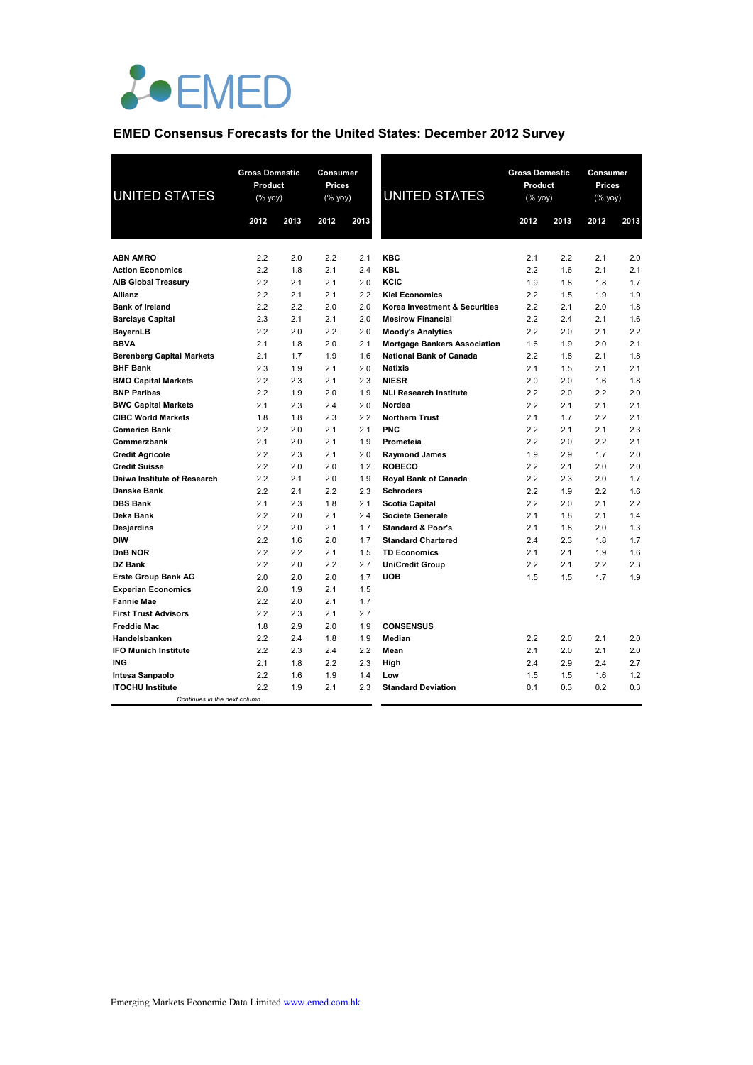# EMED

## EMED Consensus Forecasts for the United States: December 2012 Survey

| UNITED STATES | Gross Domestic Product (% yoy) | | Consumer Prices (% yoy) | |
|---|---|---|---|---|
| | 2012 | 2013 | 2012 | 2013 |
| ABN AMRO | 2.2 | 2.0 | 2.2 | 2.1 |
| Action Economics | 2.2 | 1.8 | 2.1 | 2.4 |
| AIB Global Treasury | 2.2 | 2.1 | 2.1 | 2.0 |
| Allianz | 2.2 | 2.1 | 2.1 | 2.2 |
| Bank of Ireland | 2.2 | 2.2 | 2.0 | 2.0 |
| Barclays Capital | 2.3 | 2.1 | 2.1 | 2.0 |
| BayernLB | 2.2 | 2.0 | 2.2 | 2.0 |
| BBVA | 2.1 | 1.8 | 2.0 | 2.1 |
| Berenberg Capital Markets | 2.1 | 1.7 | 1.9 | 1.6 |
| BHF Bank | 2.3 | 1.9 | 2.1 | 2.0 |
| BMO Capital Markets | 2.2 | 2.3 | 2.1 | 2.3 |
| BNP Paribas | 2.2 | 1.9 | 2.0 | 1.9 |
| BWC Capital Markets | 2.1 | 2.3 | 2.4 | 2.0 |
| CIBC World Markets | 1.8 | 1.8 | 2.3 | 2.2 |
| Comerica Bank | 2.2 | 2.0 | 2.1 | 2.1 |
| Commerzbank | 2.1 | 2.0 | 2.1 | 1.9 |
| Credit Agricole | 2.2 | 2.3 | 2.1 | 2.0 |
| Credit Suisse | 2.2 | 2.0 | 2.0 | 1.2 |
| Daiwa Institute of Research | 2.2 | 2.1 | 2.0 | 1.9 |
| Danske Bank | 2.2 | 2.1 | 2.2 | 2.3 |
| DBS Bank | 2.1 | 2.3 | 1.8 | 2.1 |
| Deka Bank | 2.2 | 2.0 | 2.1 | 2.4 |
| Desjardins | 2.2 | 2.0 | 2.1 | 1.7 |
| DIW | 2.2 | 1.6 | 2.0 | 1.7 |
| DnB NOR | 2.2 | 2.2 | 2.1 | 1.5 |
| DZ Bank | 2.2 | 2.0 | 2.2 | 2.7 |
| Erste Group Bank AG | 2.0 | 2.0 | 2.0 | 1.7 |
| Experian Economics | 2.0 | 1.9 | 2.1 | 1.5 |
| Fannie Mae | 2.2 | 2.0 | 2.1 | 1.7 |
| First Trust Advisors | 2.2 | 2.3 | 2.1 | 2.7 |
| Freddie Mac | 1.8 | 2.9 | 2.0 | 1.9 |
| Handelsbanken | 2.2 | 2.4 | 1.8 | 1.9 |
| IFO Munich Institute | 2.2 | 2.3 | 2.4 | 2.2 |
| ING | 2.1 | 1.8 | 2.2 | 2.3 |
| Intesa Sanpaolo | 2.2 | 1.6 | 1.9 | 1.4 |
| ITOCHU Institute | 2.2 | 1.9 | 2.1 | 2.3 |
| KBC | 2.1 | 2.2 | 2.1 | 2.0 |
| KBL | 2.2 | 1.6 | 2.1 | 2.1 |
| KCIC | 1.9 | 1.8 | 1.8 | 1.7 |
| Kiel Economics | 2.2 | 1.5 | 1.9 | 1.9 |
| Korea Investment & Securities | 2.2 | 2.1 | 2.0 | 1.8 |
| Mesirow Financial | 2.2 | 2.4 | 2.1 | 1.6 |
| Moody's Analytics | 2.2 | 2.0 | 2.1 | 2.2 |
| Mortgage Bankers Association | 1.6 | 1.9 | 2.0 | 2.1 |
| National Bank of Canada | 2.2 | 1.8 | 2.1 | 1.8 |
| Natixis | 2.1 | 1.5 | 2.1 | 2.1 |
| NIESR | 2.0 | 2.0 | 1.6 | 1.8 |
| NLI Research Institute | 2.2 | 2.0 | 2.2 | 2.0 |
| Nordea | 2.2 | 2.1 | 2.1 | 2.1 |
| Northern Trust | 2.1 | 1.7 | 2.2 | 2.1 |
| PNC | 2.2 | 2.1 | 2.1 | 2.3 |
| Prometeia | 2.2 | 2.0 | 2.2 | 2.1 |
| Raymond James | 1.9 | 2.9 | 1.7 | 2.0 |
| ROBECO | 2.2 | 2.1 | 2.0 | 2.0 |
| Royal Bank of Canada | 2.2 | 2.3 | 2.0 | 1.7 |
| Schroders | 2.2 | 1.9 | 2.2 | 1.6 |
| Scotia Capital | 2.2 | 2.0 | 2.1 | 2.2 |
| Societe Generale | 2.1 | 1.8 | 2.1 | 1.4 |
| Standard & Poor's | 2.1 | 1.8 | 2.0 | 1.3 |
| Standard Chartered | 2.4 | 2.3 | 1.8 | 1.7 |
| TD Economics | 2.1 | 2.1 | 1.9 | 1.6 |
| UniCredit Group | 2.2 | 2.1 | 2.2 | 2.3 |
| UOB | 1.5 | 1.5 | 1.7 | 1.9 |
| **CONSENSUS** | | | | |
| Median | 2.2 | 2.0 | 2.1 | 2.0 |
| Mean | 2.1 | 2.0 | 2.1 | 2.0 |
| High | 2.4 | 2.9 | 2.4 | 2.7 |
| Low | 1.5 | 1.5 | 1.6 | 1.2 |
| Standard Deviation | 0.1 | 0.3 | 0.2 | 0.3 |

*Continues in the next column…*

Emerging Markets Economic Data Limited www.emed.com.hk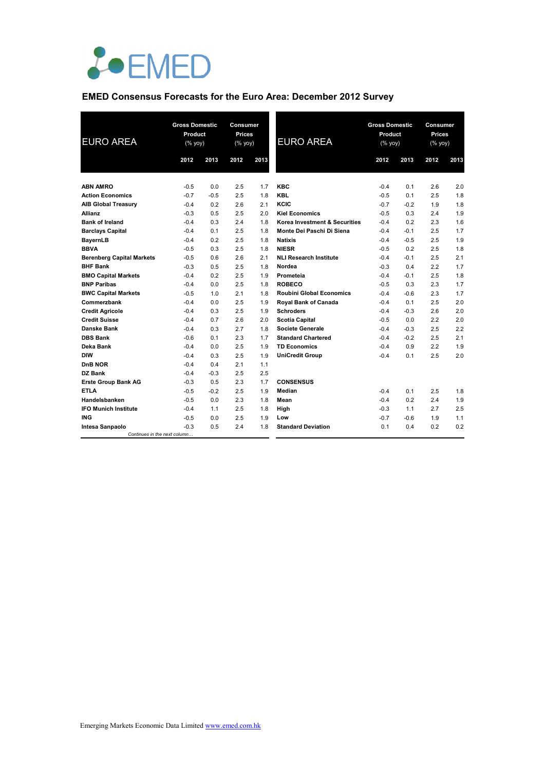EMED

## EMED Consensus Forecasts for the Euro Area: December 2012 Survey

| EURO AREA | Gross Domestic Product (% yoy) | | Consumer Prices (% yoy) | |
|---|---|---|---|---|
| | 2012 | 2013 | 2012 | 2013 |
| **ABN AMRO** | -0.5 | 0.0 | 2.5 | 1.7 |
| **Action Economics** | -0.7 | -0.5 | 2.5 | 1.8 |
| **AIB Global Treasury** | -0.4 | 0.2 | 2.6 | 2.1 |
| **Allianz** | -0.3 | 0.5 | 2.5 | 2.0 |
| **Bank of Ireland** | -0.4 | 0.3 | 2.4 | 1.8 |
| **Barclays Capital** | -0.4 | 0.1 | 2.5 | 1.8 |
| **BayernLB** | -0.4 | 0.2 | 2.5 | 1.8 |
| **BBVA** | -0.5 | 0.3 | 2.5 | 1.8 |
| **Berenberg Capital Markets** | -0.5 | 0.6 | 2.6 | 2.1 |
| **BHF Bank** | -0.3 | 0.5 | 2.5 | 1.8 |
| **BMO Capital Markets** | -0.4 | 0.2 | 2.5 | 1.9 |
| **BNP Paribas** | -0.4 | 0.0 | 2.5 | 1.8 |
| **BWC Capital Markets** | -0.5 | 1.0 | 2.1 | 1.8 |
| **Commerzbank** | -0.4 | 0.0 | 2.5 | 1.9 |
| **Credit Agricole** | -0.4 | 0.3 | 2.5 | 1.9 |
| **Credit Suisse** | -0.4 | 0.7 | 2.6 | 2.0 |
| **Danske Bank** | -0.4 | 0.3 | 2.7 | 1.8 |
| **DBS Bank** | -0.6 | 0.1 | 2.3 | 1.7 |
| **Deka Bank** | -0.4 | 0.0 | 2.5 | 1.9 |
| **DIW** | -0.4 | 0.3 | 2.5 | 1.9 |
| **DnB NOR** | -0.4 | 0.4 | 2.1 | 1.1 |
| **DZ Bank** | -0.4 | -0.3 | 2.5 | 2.5 |
| **Erste Group Bank AG** | -0.3 | 0.5 | 2.3 | 1.7 |
| **ETLA** | -0.5 | -0.2 | 2.5 | 1.9 |
| **Handelsbanken** | -0.5 | 0.0 | 2.3 | 1.8 |
| **IFO Munich Institute** | -0.4 | 1.1 | 2.5 | 1.8 |
| **ING** | -0.5 | 0.0 | 2.5 | 1.9 |
| **Intesa Sanpaolo** | -0.3 | 0.5 | 2.4 | 1.8 |

*Continues in the next column…*

| EURO AREA | Gross Domestic Product (% yoy) | | Consumer Prices (% yoy) | |
|---|---|---|---|---|
| | 2012 | 2013 | 2012 | 2013 |
| **KBC** | -0.4 | 0.1 | 2.6 | 2.0 |
| **KBL** | -0.5 | 0.1 | 2.5 | 1.8 |
| **KCIC** | -0.7 | -0.2 | 1.9 | 1.8 |
| **Kiel Economics** | -0.5 | 0.3 | 2.4 | 1.9 |
| **Korea Investment & Securities** | -0.4 | 0.2 | 2.3 | 1.6 |
| **Monte Dei Paschi Di Siena** | -0.4 | -0.1 | 2.5 | 1.7 |
| **Natixis** | -0.4 | -0.5 | 2.5 | 1.9 |
| **NIESR** | -0.5 | 0.2 | 2.5 | 1.8 |
| **NLI Research Institute** | -0.4 | -0.1 | 2.5 | 2.1 |
| **Nordea** | -0.3 | 0.4 | 2.2 | 1.7 |
| **Prometeia** | -0.4 | -0.1 | 2.5 | 1.8 |
| **ROBECO** | -0.5 | 0.3 | 2.3 | 1.7 |
| **Roubini Global Economics** | -0.4 | -0.6 | 2.3 | 1.7 |
| **Royal Bank of Canada** | -0.4 | 0.1 | 2.5 | 2.0 |
| **Schroders** | -0.4 | -0.3 | 2.6 | 2.0 |
| **Scotia Capital** | -0.5 | 0.0 | 2.2 | 2.0 |
| **Societe Generale** | -0.4 | -0.3 | 2.5 | 2.2 |
| **Standard Chartered** | -0.4 | -0.2 | 2.5 | 2.1 |
| **TD Economics** | -0.4 | 0.9 | 2.2 | 1.9 |
| **UniCredit Group** | -0.4 | 0.1 | 2.5 | 2.0 |
| **CONSENSUS** | | | | |
| **Median** | -0.4 | 0.1 | 2.5 | 1.8 |
| **Mean** | -0.4 | 0.2 | 2.4 | 1.9 |
| **High** | -0.3 | 1.1 | 2.7 | 2.5 |
| **Low** | -0.7 | -0.6 | 1.9 | 1.1 |
| **Standard Deviation** | 0.1 | 0.4 | 0.2 | 0.2 |

Emerging Markets Economic Data Limited www.emed.com.hk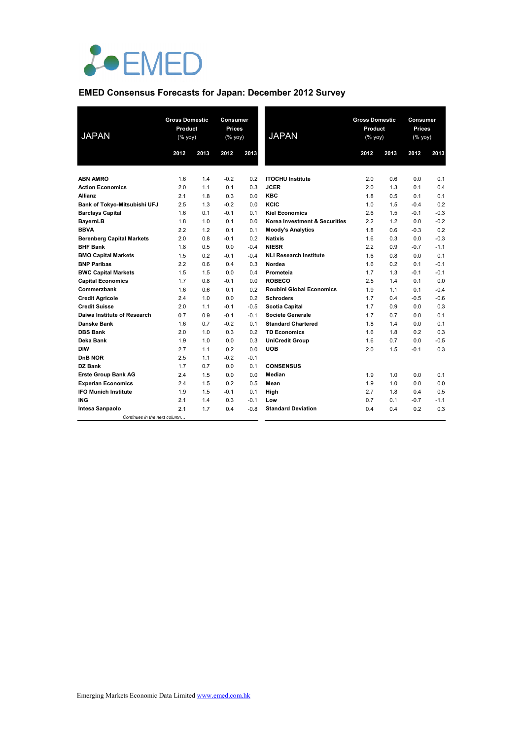EMED

## EMED Consensus Forecasts for Japan: December 2012 Survey

| JAPAN | Gross Domestic Product (% yoy) | | Consumer Prices (% yoy) | |
|---|---|---|---|---|
| | 2012 | 2013 | 2012 | 2013 |
| **ABN AMRO** | 1.6 | 1.4 | -0.2 | 0.2 |
| **Action Economics** | 2.0 | 1.1 | 0.1 | 0.3 |
| **Allianz** | 2.1 | 1.8 | 0.3 | 0.0 |
| **Bank of Tokyo-Mitsubishi UFJ** | 2.5 | 1.3 | -0.2 | 0.0 |
| **Barclays Capital** | 1.6 | 0.1 | -0.1 | 0.1 |
| **BayernLB** | 1.8 | 1.0 | 0.1 | 0.0 |
| **BBVA** | 2.2 | 1.2 | 0.1 | 0.1 |
| **Berenberg Capital Markets** | 2.0 | 0.8 | -0.1 | 0.2 |
| **BHF Bank** | 1.8 | 0.5 | 0.0 | -0.4 |
| **BMO Capital Markets** | 1.5 | 0.2 | -0.1 | -0.4 |
| **BNP Paribas** | 2.2 | 0.6 | 0.4 | 0.3 |
| **BWC Capital Markets** | 1.5 | 1.5 | 0.0 | 0.4 |
| **Capital Economics** | 1.7 | 0.8 | -0.1 | 0.0 |
| **Commerzbank** | 1.6 | 0.6 | 0.1 | 0.2 |
| **Credit Agricole** | 2.4 | 1.0 | 0.0 | 0.2 |
| **Credit Suisse** | 2.0 | 1.1 | -0.1 | -0.5 |
| **Daiwa Institute of Research** | 0.7 | 0.9 | -0.1 | -0.1 |
| **Danske Bank** | 1.6 | 0.7 | -0.2 | 0.1 |
| **DBS Bank** | 2.0 | 1.0 | 0.3 | 0.2 |
| **Deka Bank** | 1.9 | 1.0 | 0.0 | 0.3 |
| **DIW** | 2.7 | 1.1 | 0.2 | 0.0 |
| **DnB NOR** | 2.5 | 1.1 | -0.2 | -0.1 |
| **DZ Bank** | 1.7 | 0.7 | 0.0 | 0.1 |
| **Erste Group Bank AG** | 2.4 | 1.5 | 0.0 | 0.0 |
| **Experian Economics** | 2.4 | 1.5 | 0.2 | 0.5 |
| **IFO Munich Institute** | 1.9 | 1.5 | -0.1 | 0.1 |
| **ING** | 2.1 | 1.4 | 0.3 | -0.1 |
| **Intesa Sanpaolo** | 2.1 | 1.7 | 0.4 | -0.8 |
| **ITOCHU Institute** | 2.0 | 0.6 | 0.0 | 0.1 |
| **JCER** | 2.0 | 1.3 | 0.1 | 0.4 |
| **KBC** | 1.8 | 0.5 | 0.1 | 0.1 |
| **KCIC** | 1.0 | 1.5 | -0.4 | 0.2 |
| **Kiel Economics** | 2.6 | 1.5 | -0.1 | -0.3 |
| **Korea Investment & Securities** | 2.2 | 1.2 | 0.0 | -0.2 |
| **Moody's Analytics** | 1.8 | 0.6 | -0.3 | 0.2 |
| **Natixis** | 1.6 | 0.3 | 0.0 | -0.3 |
| **NIESR** | 2.2 | 0.9 | -0.7 | -1.1 |
| **NLI Research Institute** | 1.6 | 0.8 | 0.0 | 0.1 |
| **Nordea** | 1.6 | 0.2 | 0.1 | -0.1 |
| **Prometeia** | 1.7 | 1.3 | -0.1 | -0.1 |
| **ROBECO** | 2.5 | 1.4 | 0.1 | 0.0 |
| **Roubini Global Economics** | 1.9 | 1.1 | 0.1 | -0.4 |
| **Schroders** | 1.7 | 0.4 | -0.5 | -0.6 |
| **Scotia Capital** | 1.7 | 0.9 | 0.0 | 0.3 |
| **Societe Generale** | 1.7 | 0.7 | 0.0 | 0.1 |
| **Standard Chartered** | 1.8 | 1.4 | 0.0 | 0.1 |
| **TD Economics** | 1.6 | 1.8 | 0.2 | 0.3 |
| **UniCredit Group** | 1.6 | 0.7 | 0.0 | -0.5 |
| **UOB** | 2.0 | 1.5 | -0.1 | 0.3 |
| **CONSENSUS** | | | | |
| **Median** | 1.9 | 1.0 | 0.0 | 0.1 |
| **Mean** | 1.9 | 1.0 | 0.0 | 0.0 |
| **High** | 2.7 | 1.8 | 0.4 | 0.5 |
| **Low** | 0.7 | 0.1 | -0.7 | -1.1 |
| **Standard Deviation** | 0.4 | 0.4 | 0.2 | 0.3 |

Emerging Markets Economic Data Limited www.emed.com.hk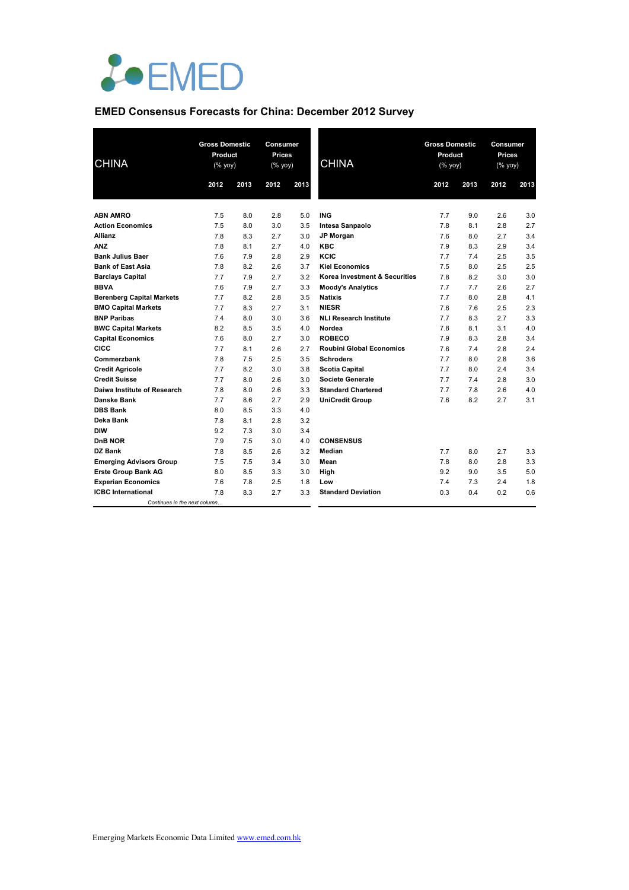EMED

## EMED Consensus Forecasts for China: December 2012 Survey

| CHINA | Gross Domestic Product (% yoy) | | Consumer Prices (% yoy) | |
|---|---|---|---|---|
| | 2012 | 2013 | 2012 | 2013 |
| **ABN AMRO** | 7.5 | 8.0 | 2.8 | 5.0 |
| **Action Economics** | 7.5 | 8.0 | 3.0 | 3.5 |
| **Allianz** | 7.8 | 8.3 | 2.7 | 3.0 |
| **ANZ** | 7.8 | 8.1 | 2.7 | 4.0 |
| **Bank Julius Baer** | 7.6 | 7.9 | 2.8 | 2.9 |
| **Bank of East Asia** | 7.8 | 8.2 | 2.6 | 3.7 |
| **Barclays Capital** | 7.7 | 7.9 | 2.7 | 3.2 |
| **BBVA** | 7.6 | 7.9 | 2.7 | 3.3 |
| **Berenberg Capital Markets** | 7.7 | 8.2 | 2.8 | 3.5 |
| **BMO Capital Markets** | 7.7 | 8.3 | 2.7 | 3.1 |
| **BNP Paribas** | 7.4 | 8.0 | 3.0 | 3.6 |
| **BWC Capital Markets** | 8.2 | 8.5 | 3.5 | 4.0 |
| **Capital Economics** | 7.6 | 8.0 | 2.7 | 3.0 |
| **CICC** | 7.7 | 8.1 | 2.6 | 2.7 |
| **Commerzbank** | 7.8 | 7.5 | 2.5 | 3.5 |
| **Credit Agricole** | 7.7 | 8.2 | 3.0 | 3.8 |
| **Credit Suisse** | 7.7 | 8.0 | 2.6 | 3.0 |
| **Daiwa Institute of Research** | 7.8 | 8.0 | 2.6 | 3.3 |
| **Danske Bank** | 7.7 | 8.6 | 2.7 | 2.9 |
| **DBS Bank** | 8.0 | 8.5 | 3.3 | 4.0 |
| **Deka Bank** | 7.8 | 8.1 | 2.8 | 3.2 |
| **DIW** | 9.2 | 7.3 | 3.0 | 3.4 |
| **DnB NOR** | 7.9 | 7.5 | 3.0 | 4.0 |
| **DZ Bank** | 7.8 | 8.5 | 2.6 | 3.2 |
| **Emerging Advisors Group** | 7.5 | 7.5 | 3.4 | 3.0 |
| **Erste Group Bank AG** | 8.0 | 8.5 | 3.3 | 3.0 |
| **Experian Economics** | 7.6 | 7.8 | 2.5 | 1.8 |
| **ICBC International** | 7.8 | 8.3 | 2.7 | 3.3 |
| **ING** | 7.7 | 9.0 | 2.6 | 3.0 |
| **Intesa Sanpaolo** | 7.8 | 8.1 | 2.8 | 2.7 |
| **JP Morgan** | 7.6 | 8.0 | 2.7 | 3.4 |
| **KBC** | 7.9 | 8.3 | 2.9 | 3.4 |
| **KCIC** | 7.7 | 7.4 | 2.5 | 3.5 |
| **Kiel Economics** | 7.5 | 8.0 | 2.5 | 2.5 |
| **Korea Investment & Securities** | 7.8 | 8.2 | 3.0 | 3.0 |
| **Moody's Analytics** | 7.7 | 7.7 | 2.6 | 2.7 |
| **Natixis** | 7.7 | 8.0 | 2.8 | 4.1 |
| **NIESR** | 7.6 | 7.6 | 2.5 | 2.3 |
| **NLI Research Institute** | 7.7 | 8.3 | 2.7 | 3.3 |
| **Nordea** | 7.8 | 8.1 | 3.1 | 4.0 |
| **ROBECO** | 7.9 | 8.3 | 2.8 | 3.4 |
| **Roubini Global Economics** | 7.6 | 7.4 | 2.8 | 2.4 |
| **Schroders** | 7.7 | 8.0 | 2.8 | 3.6 |
| **Scotia Capital** | 7.7 | 8.0 | 2.4 | 3.4 |
| **Societe Generale** | 7.7 | 7.4 | 2.8 | 3.0 |
| **Standard Chartered** | 7.7 | 7.8 | 2.6 | 4.0 |
| **UniCredit Group** | 7.6 | 8.2 | 2.7 | 3.1 |
| **CONSENSUS** | | | | |
| **Median** | 7.7 | 8.0 | 2.7 | 3.3 |
| **Mean** | 7.8 | 8.0 | 2.8 | 3.3 |
| **High** | 9.2 | 9.0 | 3.5 | 5.0 |
| **Low** | 7.4 | 7.3 | 2.4 | 1.8 |
| **Standard Deviation** | 0.3 | 0.4 | 0.2 | 0.6 |

Emerging Markets Economic Data Limited www.emed.com.hk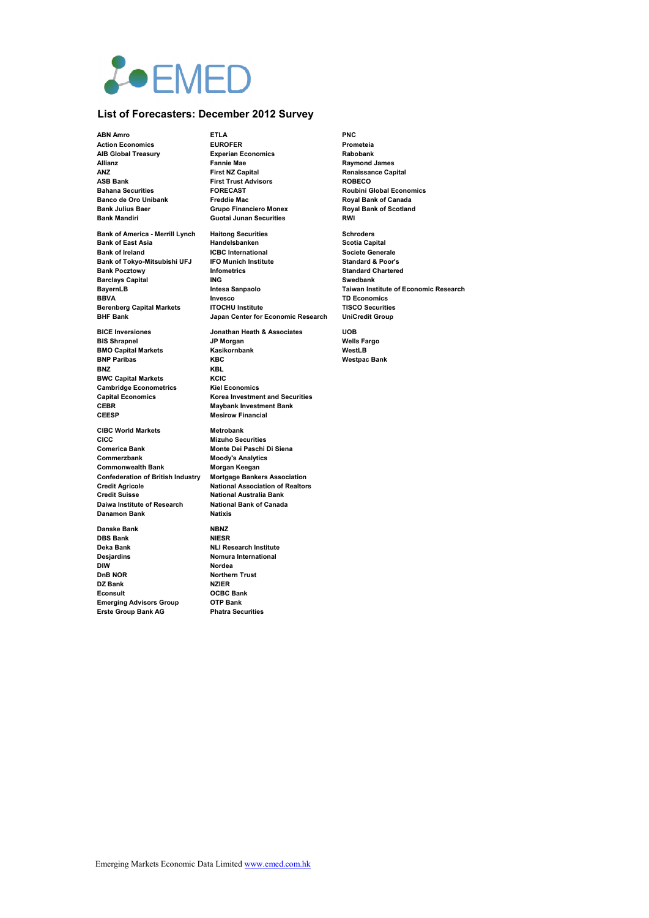EMED

## List of Forecasters: December 2012 Survey

ABN Amro
Action Economics
AIB Global Treasury
Allianz
ANZ
ASB Bank
Bahana Securities
Banco de Oro Unibank
Bank Julius Baer
Bank Mandiri

Bank of America - Merrill Lynch
Bank of East Asia
Bank of Ireland
Bank of Tokyo-Mitsubishi UFJ
Bank Pocztowy
Barclays Capital
BayernLB
BBVA
Berenberg Capital Markets
BHF Bank

BICE Inversiones
BIS Shrapnel
BMO Capital Markets
BNP Paribas
BNZ
BWC Capital Markets
Cambridge Econometrics
Capital Economics
CEBR
CEESP

CIBC World Markets
CICC
Comerica Bank
Commerzbank
Commonwealth Bank
Confederation of British Industry
Credit Agricole
Credit Suisse
Daiwa Institute of Research
Danamon Bank

Danske Bank
DBS Bank
Deka Bank
Desjardins
DIW
DnB NOR
DZ Bank
Econsult
Emerging Advisors Group
Erste Group Bank AG

ETLA
EUROFER
Experian Economics
Fannie Mae
First NZ Capital
First Trust Advisors
FORECAST
Freddie Mac
Grupo Financiero Monex
Guotai Junan Securities

Haitong Securities
Handelsbanken
ICBC International
IFO Munich Institute
Infometrics
ING
Intesa Sanpaolo
Invesco
ITOCHU Institute
Japan Center for Economic Research

Jonathan Heath & Associates
JP Morgan
Kasikornbank
KBC
KBL
KCIC
Kiel Economics
Korea Investment and Securities
Maybank Investment Bank
Mesirow Financial

Metrobank
Mizuho Securities
Monte Dei Paschi Di Siena
Moody's Analytics
Morgan Keegan
Mortgage Bankers Association
National Association of Realtors
National Australia Bank
National Bank of Canada
Natixis

NBNZ
NIESR
NLI Research Institute
Nomura International
Nordea
Northern Trust
NZIER
OCBC Bank
OTP Bank
Phatra Securities

PNC
Prometeia
Rabobank
Raymond James
Renaissance Capital
ROBECO
Roubini Global Economics
Royal Bank of Canada
Royal Bank of Scotland
RWI

Schroders
Scotia Capital
Societe Generale
Standard & Poor's
Standard Chartered
Swedbank
Taiwan Institute of Economic Research
TD Economics
TISCO Securities
UniCredit Group

UOB
Wells Fargo
WestLB
Westpac Bank

Emerging Markets Economic Data Limited [www.emed.com.hk](http://www.emed.com.hk)